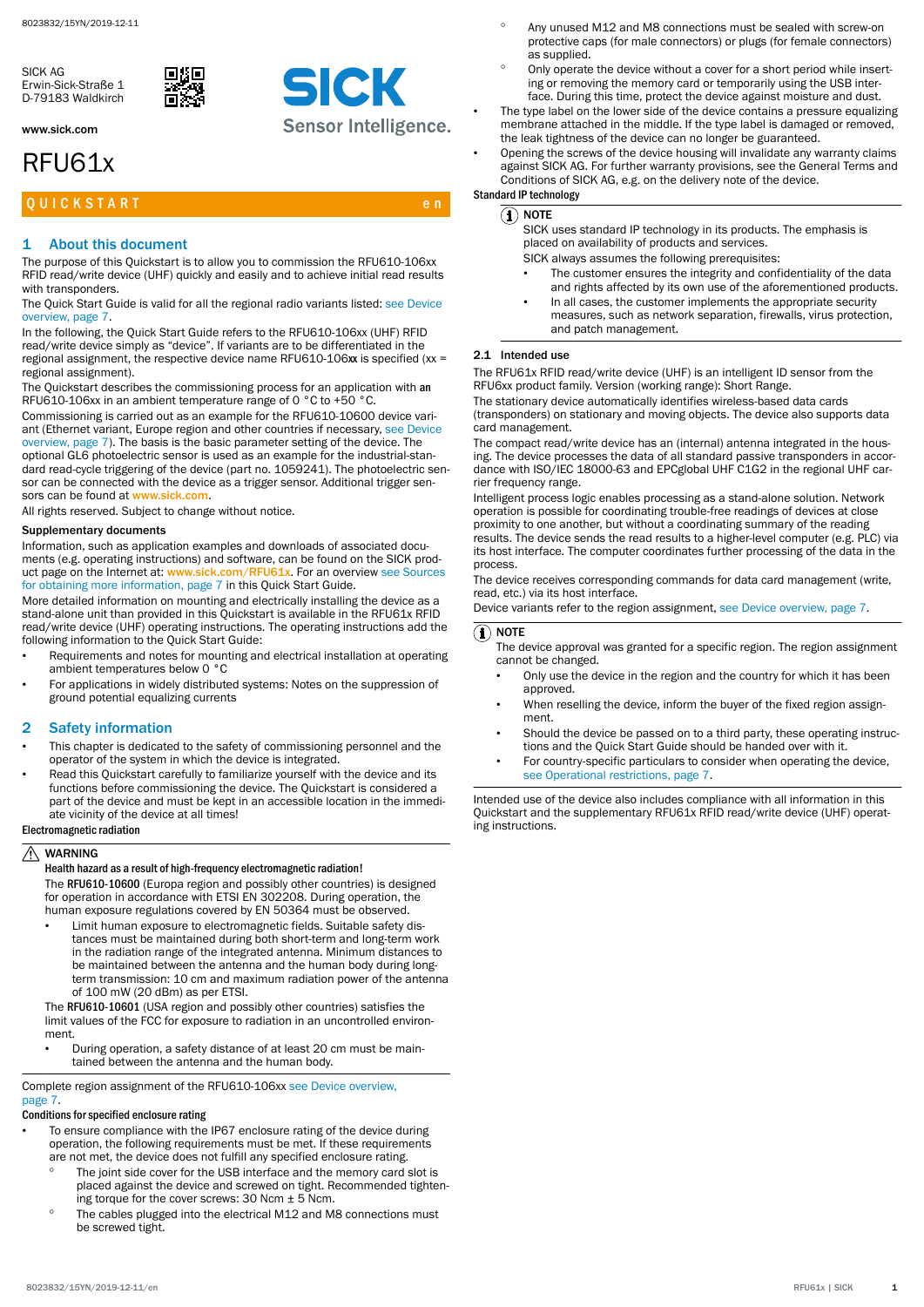8023832/15YN/2019-12-11

SICK AG
Erwin-Sick-Straße 1
D-79183 Waldkirch

www.sick.com

# RFU61x

QUICKSTART en

## 1 About this document

The purpose of this Quickstart is to allow you to commission the RFU610-106xx RFID read/write device (UHF) quickly and easily and to achieve initial read results with transponders.

The Quick Start Guide is valid for all the regional radio variants listed: see Device overview, page 7.

In the following, the Quick Start Guide refers to the RFU610-106xx (UHF) RFID read/write device simply as "device". If variants are to be differentiated in the regional assignment, the respective device name RFU610-106**xx** is specified (xx = regional assignment).

The Quickstart describes the commissioning process for an application with **an** RFU610-106xx in an ambient temperature range of 0 °C to +50 °C.

Commissioning is carried out as an example for the RFU610-10600 device variant (Ethernet variant, Europe region and other countries if necessary, see Device overview, page 7). The basis is the basic parameter setting of the device. The optional GL6 photoelectric sensor is used as an example for the industrial-standard read-cycle triggering of the device (part no. 1059241). The photoelectric sensor can be connected with the device as a trigger sensor. Additional trigger sensors can be found at www.sick.com.

All rights reserved. Subject to change without notice.

**Supplementary documents**

Information, such as application examples and downloads of associated documents (e.g. operating instructions) and software, can be found on the SICK product page on the Internet at: www.sick.com/RFU61x. For an overview see Sources for obtaining more information, page 7 in this Quick Start Guide.

More detailed information on mounting and electrically installing the device as a stand-alone unit than provided in this Quickstart is available in the RFU61x RFID read/write device (UHF) operating instructions. The operating instructions add the following information to the Quick Start Guide:

- Requirements and notes for mounting and electrical installation at operating ambient temperatures below 0 °C
- For applications in widely distributed systems: Notes on the suppression of ground potential equalizing currents

## 2 Safety information

- This chapter is dedicated to the safety of commissioning personnel and the operator of the system in which the device is integrated.
- Read this Quickstart carefully to familiarize yourself with the device and its functions before commissioning the device. The Quickstart is considered a part of the device and must be kept in an accessible location in the immediate vicinity of the device at all times!

**Electromagnetic radiation**

⚠ **WARNING**

**Health hazard as a result of high-frequency electromagnetic radiation!**

The **RFU610-10600** (Europa region and possibly other countries) is designed for operation in accordance with ETSI EN 302208. During operation, the human exposure regulations covered by EN 50364 must be observed.

- Limit human exposure to electromagnetic fields. Suitable safety distances must be maintained during both short-term and long-term work in the radiation range of the integrated antenna. Minimum distances to be maintained between the antenna and the human body during long-term transmission: 10 cm and maximum radiation power of the antenna of 100 mW (20 dBm) as per ETSI.

The **RFU610-10601** (USA region and possibly other countries) satisfies the limit values of the FCC for exposure to radiation in an uncontrolled environment.

- During operation, a safety distance of at least 20 cm must be maintained between the antenna and the human body.

Complete region assignment of the RFU610-106xx see Device overview, page 7.

**Conditions for specified enclosure rating**

- To ensure compliance with the IP67 enclosure rating of the device during operation, the following requirements must be met. If these requirements are not met, the device does not fulfill any specified enclosure rating.
  - The joint side cover for the USB interface and the memory card slot is placed against the device and screwed on tight. Recommended tightening torque for the cover screws: 30 Ncm ± 5 Ncm.
  - The cables plugged into the electrical M12 and M8 connections must be screwed tight.
  - Any unused M12 and M8 connections must be sealed with screw-on protective caps (for male connectors) or plugs (for female connectors) as supplied.
  - Only operate the device without a cover for a short period while inserting or removing the memory card or temporarily using the USB interface. During this time, protect the device against moisture and dust.
- The type label on the lower side of the device contains a pressure equalizing membrane attached in the middle. If the type label is damaged or removed, the leak tightness of the device can no longer be guaranteed.
- Opening the screws of the device housing will invalidate any warranty claims against SICK AG. For further warranty provisions, see the General Terms and Conditions of SICK AG, e.g. on the delivery note of the device.

**Standard IP technology**

**NOTE**

SICK uses standard IP technology in its products. The emphasis is placed on availability of products and services.

SICK always assumes the following prerequisites:

- The customer ensures the integrity and confidentiality of the data and rights affected by its own use of the aforementioned products.
- In all cases, the customer implements the appropriate security measures, such as network separation, firewalls, virus protection, and patch management.

### 2.1 Intended use

The RFU61x RFID read/write device (UHF) is an intelligent ID sensor from the RFU6xx product family. Version (working range): Short Range.

The stationary device automatically identifies wireless-based data cards (transponders) on stationary and moving objects. The device also supports data card management.

The compact read/write device has an (internal) antenna integrated in the housing. The device processes the data of all standard passive transponders in accordance with ISO/IEC 18000-63 and EPCglobal UHF C1G2 in the regional UHF carrier frequency range.

Intelligent process logic enables processing as a stand-alone solution. Network operation is possible for coordinating trouble-free readings of devices at close proximity to one another, but without a coordinating summary of the reading results. The device sends the read results to a higher-level computer (e.g. PLC) via its host interface. The computer coordinates further processing of the data in the process.

The device receives corresponding commands for data card management (write, read, etc.) via its host interface.

Device variants refer to the region assignment, see Device overview, page 7.

**NOTE**

The device approval was granted for a specific region. The region assignment cannot be changed.

- Only use the device in the region and the country for which it has been approved.
- When reselling the device, inform the buyer of the fixed region assignment.
- Should the device be passed on to a third party, these operating instructions and the Quick Start Guide should be handed over with it.
- For country-specific particulars to consider when operating the device, see Operational restrictions, page 7.

Intended use of the device also includes compliance with all information in this Quickstart and the supplementary RFU61x RFID read/write device (UHF) operating instructions.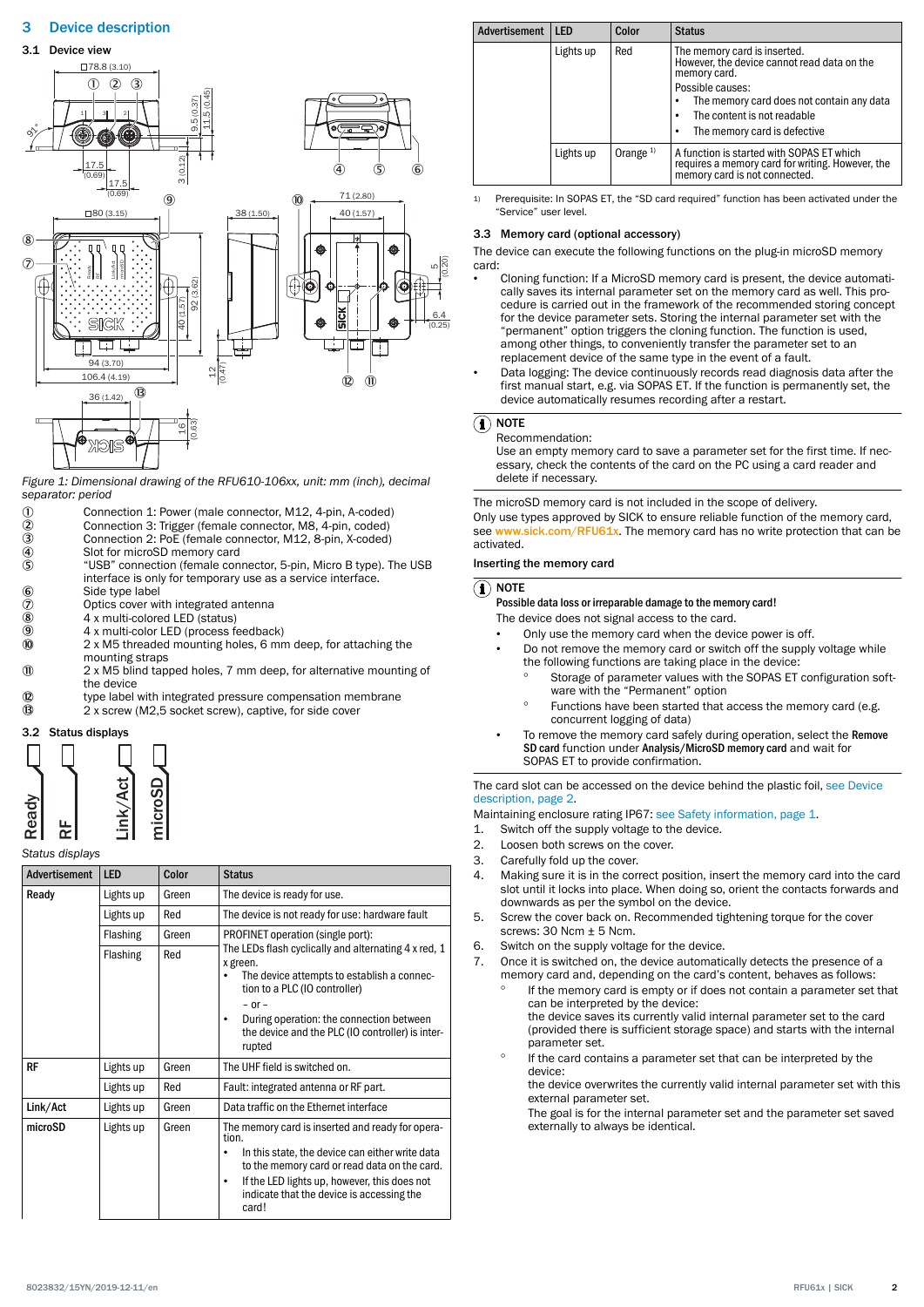## 3 Device description

### 3.1 Device view

*Figure 1: Dimensional drawing of the RFU610-106xx, unit: mm (inch), decimal separator: period*

| | |
|---|---|
| ① | Connection 1: Power (male connector, M12, 4-pin, A-coded) |
| ② | Connection 3: Trigger (female connector, M8, 4-pin, coded) |
| ③ | Connection 2: PoE (female connector, M12, 8-pin, X-coded) |
| ④ | Slot for microSD memory card |
| ⑤ | "USB" connection (female connector, 5-pin, Micro B type). The USB interface is only for temporary use as a service interface. |
| ⑥ | Side type label |
| ⑦ | Optics cover with integrated antenna |
| ⑧ | 4 x multi-colored LED (status) |
| ⑨ | 4 x multi-color LED (process feedback) |
| ⑩ | 2 x M5 threaded mounting holes, 6 mm deep, for attaching the mounting straps |
| ⑪ | 2 x M5 blind tapped holes, 7 mm deep, for alternative mounting of the device |
| ⑫ | type label with integrated pressure compensation membrane |
| ⑬ | 2 x screw (M2,5 socket screw), captive, for side cover |

### 3.2 Status displays

*Status displays*

| Advertisement | LED | Color | Status |
|---|---|---|---|
| **Ready** | Lights up | Green | The device is ready for use. |
| | Lights up | Red | The device is not ready for use: hardware fault |
| | Flashing | Green | PROFINET operation (single port): |
| | Flashing | Red | The LEDs flash cyclically and alternating 4 x red, 1 x green.<br>• The device attempts to establish a connection to a PLC (IO controller)<br>– or –<br>• During operation: the connection between the device and the PLC (IO controller) is interrupted |
| **RF** | Lights up | Green | The UHF field is switched on. |
| | Lights up | Red | Fault: integrated antenna or RF part. |
| **Link/Act** | Lights up | Green | Data traffic on the Ethernet interface |
| **microSD** | Lights up | Green | The memory card is inserted and ready for operation.<br>• In this state, the device can either write data to the memory card or read data on the card.<br>• If the LED lights up, however, this does not indicate that the device is accessing the card! |
| | Lights up | Red | The memory card is inserted. However, the device cannot read data on the memory card.<br>Possible causes:<br>• The memory card does not contain any data<br>• The content is not readable<br>• The memory card is defective |
| | Lights up | Orange [1] | A function is started with SOPAS ET which requires a memory card for writing. However, the memory card is not connected. |

1) Prerequisite: In SOPAS ET, the "SD card required" function has been activated under the "Service" user level.

### 3.3 Memory card (optional accessory)

The device can execute the following functions on the plug-in microSD memory card:

- Cloning function: If a MicroSD memory card is present, the device automatically saves its internal parameter set on the memory card as well. This procedure is carried out in the framework of the recommended storing concept for the device parameter sets. Storing the internal parameter set with the "permanent" option triggers the cloning function. The function is used, among other things, to conveniently transfer the parameter set to an replacement device of the same type in the event of a fault.
- Data logging: The device continuously records read diagnosis data after the first manual start, e.g. via SOPAS ET. If the function is permanently set, the device automatically resumes recording after a restart.

> **NOTE**
> Recommendation:
> Use an empty memory card to save a parameter set for the first time. If necessary, check the contents of the card on the PC using a card reader and delete it if necessary.

The microSD memory card is not included in the scope of delivery.
Only use types approved by SICK to ensure reliable function of the memory card, see www.sick.com/RFU61x. The memory card has no write protection that can be activated.

#### Inserting the memory card

> **NOTE**
> **Possible data loss or irreparable damage to the memory card!**
> The device does not signal access to the card.
> - Only use the memory card when the device power is off.
> - Do not remove the memory card or switch off the supply voltage while the following functions are taking place in the device:
>   - Storage of parameter values with the SOPAS ET configuration software with the "Permanent" option
>   - Functions have been started that access the memory card (e.g. concurrent logging of data)
> - To remove the memory card safely during operation, select the **Remove SD card** function under **Analysis/MicroSD memory card** and wait for SOPAS ET to provide confirmation.

The card slot can be accessed on the device behind the plastic foil, see Device description, page 2.
Maintaining enclosure rating IP67: see Safety information, page 1.

1. Switch off the supply voltage to the device.
2. Loosen both screws on the cover.
3. Carefully fold up the cover.
4. Making sure it is in the correct position, insert the memory card into the card slot until it locks into place. When doing so, orient the contacts forwards and downwards as per the symbol on the device.
5. Screw the cover back on. Recommended tightening torque for the cover screws: 30 Ncm ± 5 Ncm.
6. Switch on the supply voltage for the device.
7. Once it is switched on, the device automatically detects the presence of a memory card and, depending on the card's content, behaves as follows:
   - If the memory card is empty or if does not contain a parameter set that can be interpreted by the device:
     the device saves its currently valid internal parameter set to the card (provided there is sufficient storage space) and starts with the internal parameter set.
   - If the card contains a parameter set that can be interpreted by the device:
     the device overwrites the currently valid internal parameter set with this external parameter set.
     The goal is for the internal parameter set and the parameter set saved externally to always be identical.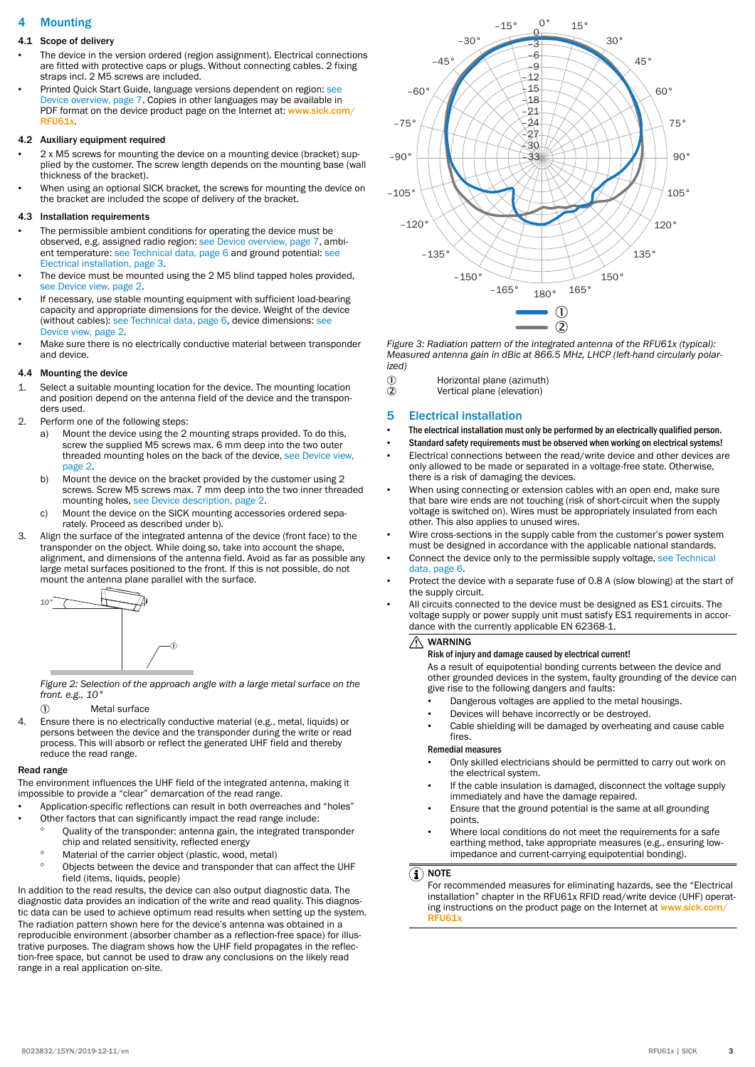## 4 Mounting

### 4.1 Scope of delivery

- The device in the version ordered (region assignment). Electrical connections are fitted with protective caps or plugs. Without connecting cables. 2 fixing straps incl. 2 M5 screws are included.
- Printed Quick Start Guide, language versions dependent on region: see Device overview, page 7. Copies in other languages may be available in PDF format on the device product page on the Internet at: www.sick.com/RFU61x.

### 4.2 Auxiliary equipment required

- 2 x M5 screws for mounting the device on a mounting device (bracket) supplied by the customer. The screw length depends on the mounting base (wall thickness of the bracket).
- When using an optional SICK bracket, the screws for mounting the device on the bracket are included the scope of delivery of the bracket.

### 4.3 Installation requirements

- The permissible ambient conditions for operating the device must be observed, e.g. assigned radio region: see Device overview, page 7, ambient temperature: see Technical data, page 6 and ground potential: see Electrical installation, page 3.
- The device must be mounted using the 2 M5 blind tapped holes provided, see Device view, page 2.
- If necessary, use stable mounting equipment with sufficient load-bearing capacity and appropriate dimensions for the device. Weight of the device (without cables): see Technical data, page 6, device dimensions: see Device view, page 2.
- Make sure there is no electrically conductive material between transponder and device.

### 4.4 Mounting the device

1. Select a suitable mounting location for the device. The mounting location and position depend on the antenna field of the device and the transponders used.
2. Perform one of the following steps:
   a) Mount the device using the 2 mounting straps provided. To do this, screw the supplied M5 screws max. 6 mm deep into the two outer threaded mounting holes on the back of the device, see Device view, page 2.
   b) Mount the device on the bracket provided by the customer using 2 screws. Screw M5 screws max. 7 mm deep into the two inner threaded mounting holes, see Device description, page 2.
   c) Mount the device on the SICK mounting accessories ordered separately. Proceed as described under b).
3. Align the surface of the integrated antenna of the device (front face) to the transponder on the object. While doing so, take into account the shape, alignment, and dimensions of the antenna field. Avoid as far as possible any large metal surfaces positioned to the front. If this is not possible, do not mount the antenna plane parallel with the surface.

*Figure 2: Selection of the approach angle with a large metal surface on the front. e.g., 10°*

① Metal surface

4. Ensure there is no electrically conductive material (e.g., metal, liquids) or persons between the device and the transponder during the write or read process. This will absorb or reflect the generated UHF field and thereby reduce the read range.

#### Read range

The environment influences the UHF field of the integrated antenna, making it impossible to provide a “clear” demarcation of the read range.

- Application-specific reflections can result in both overreaches and “holes”
- Other factors that can significantly impact the read range include:
  - Quality of the transponder: antenna gain, the integrated transponder chip and related sensitivity, reflected energy
  - Material of the carrier object (plastic, wood, metal)
  - Objects between the device and transponder that can affect the UHF field (items, liquids, people)

In addition to the read results, the device can also output diagnostic data. The diagnostic data provides an indication of the write and read quality. This diagnostic data can be used to achieve optimum read results when setting up the system. The radiation pattern shown here for the device's antenna was obtained in a reproducible environment (absorber chamber as a reflection-free space) for illustrative purposes. The diagram shows how the UHF field propagates in the reflection-free space, but cannot be used to draw any conclusions on the likely read range in a real application on-site.

*Figure 3: Radiation pattern of the integrated antenna of the RFU61x (typical): Measured antenna gain in dBic at 866.5 MHz, LHCP (left-hand circularly polarized)*

① Horizontal plane (azimuth)
② Vertical plane (elevation)

## 5 Electrical installation

- **The electrical installation must only be performed by an electrically qualified person.**
- **Standard safety requirements must be observed when working on electrical systems!**
- Electrical connections between the read/write device and other devices are only allowed to be made or separated in a voltage-free state. Otherwise, there is a risk of damaging the devices.
- When using connecting or extension cables with an open end, make sure that bare wire ends are not touching (risk of short-circuit when the supply voltage is switched on). Wires must be appropriately insulated from each other. This also applies to unused wires.
- Wire cross-sections in the supply cable from the customer's power system must be designed in accordance with the applicable national standards.
- Connect the device only to the permissible supply voltage, see Technical data, page 6.
- Protect the device with a separate fuse of 0.8 A (slow blowing) at the start of the supply circuit.
- All circuits connected to the device must be designed as ES1 circuits. The voltage supply or power supply unit must satisfy ES1 requirements in accordance with the currently applicable EN 62368-1.

> **⚠ WARNING**
>
> **Risk of injury and damage caused by electrical current!**
>
> As a result of equipotential bonding currents between the device and other grounded devices in the system, faulty grounding of the device can give rise to the following dangers and faults:
>
> - Dangerous voltages are applied to the metal housings.
> - Devices will behave incorrectly or be destroyed.
> - Cable shielding will be damaged by overheating and cause cable fires.
>
> **Remedial measures**
>
> - Only skilled electricians should be permitted to carry out work on the electrical system.
> - If the cable insulation is damaged, disconnect the voltage supply immediately and have the damage repaired.
> - Ensure that the ground potential is the same at all grounding points.
> - Where local conditions do not meet the requirements for a safe earthing method, take appropriate measures (e.g., ensuring low-impedance and current-carrying equipotential bonding).

> **NOTE**
>
> For recommended measures for eliminating hazards, see the “Electrical installation” chapter in the RFU61x RFID read/write device (UHF) operating instructions on the product page on the Internet at www.sick.com/RFU61x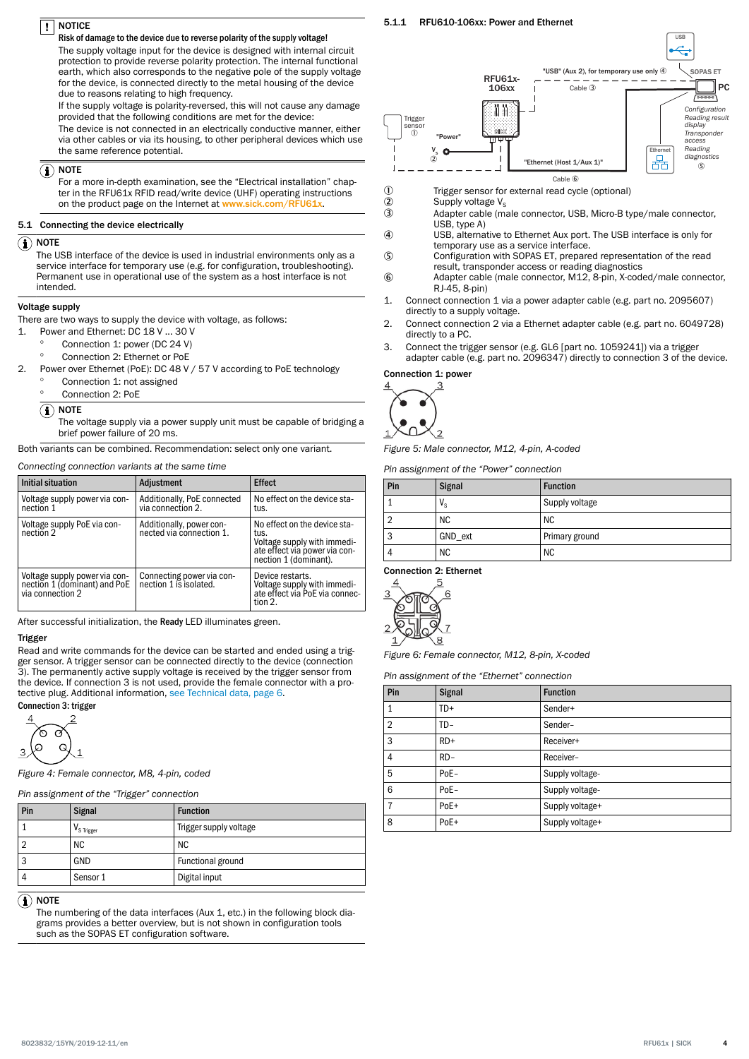**NOTICE**

**Risk of damage to the device due to reverse polarity of the supply voltage!**

The supply voltage input for the device is designed with internal circuit protection to provide reverse polarity protection. The internal functional earth, which also corresponds to the negative pole of the supply voltage for the device, is connected directly to the metal housing of the device due to reasons relating to high frequency.

If the supply voltage is polarity-reversed, this will not cause any damage provided that the following conditions are met for the device:

The device is not connected in an electrically conductive manner, either via other cables or via its housing, to other peripheral devices which use the same reference potential.

**NOTE**

For a more in-depth examination, see the “Electrical installation” chapter in the RFU61x RFID read/write device (UHF) operating instructions on the product page on the Internet at www.sick.com/RFU61x.

## 5.1 Connecting the device electrically

**NOTE**

The USB interface of the device is used in industrial environments only as a service interface for temporary use (e.g. for configuration, troubleshooting). Permanent use in operational use of the system as a host interface is not intended.

### Voltage supply

There are two ways to supply the device with voltage, as follows:

1. Power and Ethernet: DC 18 V ... 30 V
   - Connection 1: power (DC 24 V)
   - Connection 2: Ethernet or PoE
2. Power over Ethernet (PoE): DC 48 V / 57 V according to PoE technology
   - Connection 1: not assigned
   - Connection 2: PoE

**NOTE**

The voltage supply via a power supply unit must be capable of bridging a brief power failure of 20 ms.

Both variants can be combined. Recommendation: select only one variant.

*Connecting connection variants at the same time*

| Initial situation | Adjustment | Effect |
|---|---|---|
| Voltage supply power via connection 1 | Additionally, PoE connected via connection 2. | No effect on the device status. |
| Voltage supply PoE via connection 2 | Additionally, power connected via connection 1. | No effect on the device status. Voltage supply with immediate effect via power via connection 1 (dominant). |
| Voltage supply power via connection 1 (dominant) and PoE via connection 2 | Connecting power via connection 1 is isolated. | Device restarts. Voltage supply with immediate effect via PoE via connection 2. |

After successful initialization, the **Ready** LED illuminates green.

### Trigger

Read and write commands for the device can be started and ended using a trigger sensor. A trigger sensor can be connected directly to the device (connection 3). The permanently active supply voltage is received by the trigger sensor from the device. If connection 3 is not used, provide the female connector with a protective plug. Additional information, see Technical data, page 6.

**Connection 3: trigger**

*Figure 4: Female connector, M8, 4-pin, coded*

*Pin assignment of the “Trigger” connection*

| Pin | Signal | Function |
|---|---|---|
| 1 | $V_{S\ Trigger}$ | Trigger supply voltage |
| 2 | NC | NC |
| 3 | GND | Functional ground |
| 4 | Sensor 1 | Digital input |

**NOTE**

The numbering of the data interfaces (Aux 1, etc.) in the following block diagrams provides a better overview, but is not shown in configuration tools such as the SOPAS ET configuration software.

### 5.1.1 RFU610-106xx: Power and Ethernet

① Trigger sensor for external read cycle (optional)
② Supply voltage $V_S$
③ Adapter cable (male connector, USB, Micro-B type/male connector, USB, type A)
④ USB, alternative to Ethernet Aux port. The USB interface is only for temporary use as a service interface.
⑤ Configuration with SOPAS ET, prepared representation of the read result, transponder access or reading diagnostics
⑥ Adapter cable (male connector, M12, 8-pin, X-coded/male connector, RJ-45, 8-pin)

1. Connect connection 1 via a power adapter cable (e.g. part no. 2095607) directly to a supply voltage.
2. Connect connection 2 via a Ethernet adapter cable (e.g. part no. 6049728) directly to a PC.
3. Connect the trigger sensor (e.g. GL6 [part no. 1059241]) via a trigger adapter cable (e.g. part no. 2096347) directly to connection 3 of the device.

**Connection 1: power**

*Figure 5: Male connector, M12, 4-pin, A-coded*

*Pin assignment of the “Power” connection*

| Pin | Signal | Function |
|---|---|---|
| 1 | $V_S$ | Supply voltage |
| 2 | NC | NC |
| 3 | GND_ext | Primary ground |
| 4 | NC | NC |

**Connection 2: Ethernet**

*Figure 6: Female connector, M12, 8-pin, X-coded*

*Pin assignment of the “Ethernet” connection*

| Pin | Signal | Function |
|---|---|---|
| 1 | TD+ | Sender+ |
| 2 | TD– | Sender– |
| 3 | RD+ | Receiver+ |
| 4 | RD– | Receiver– |
| 5 | PoE– | Supply voltage- |
| 6 | PoE– | Supply voltage- |
| 7 | PoE+ | Supply voltage+ |
| 8 | PoE+ | Supply voltage+ |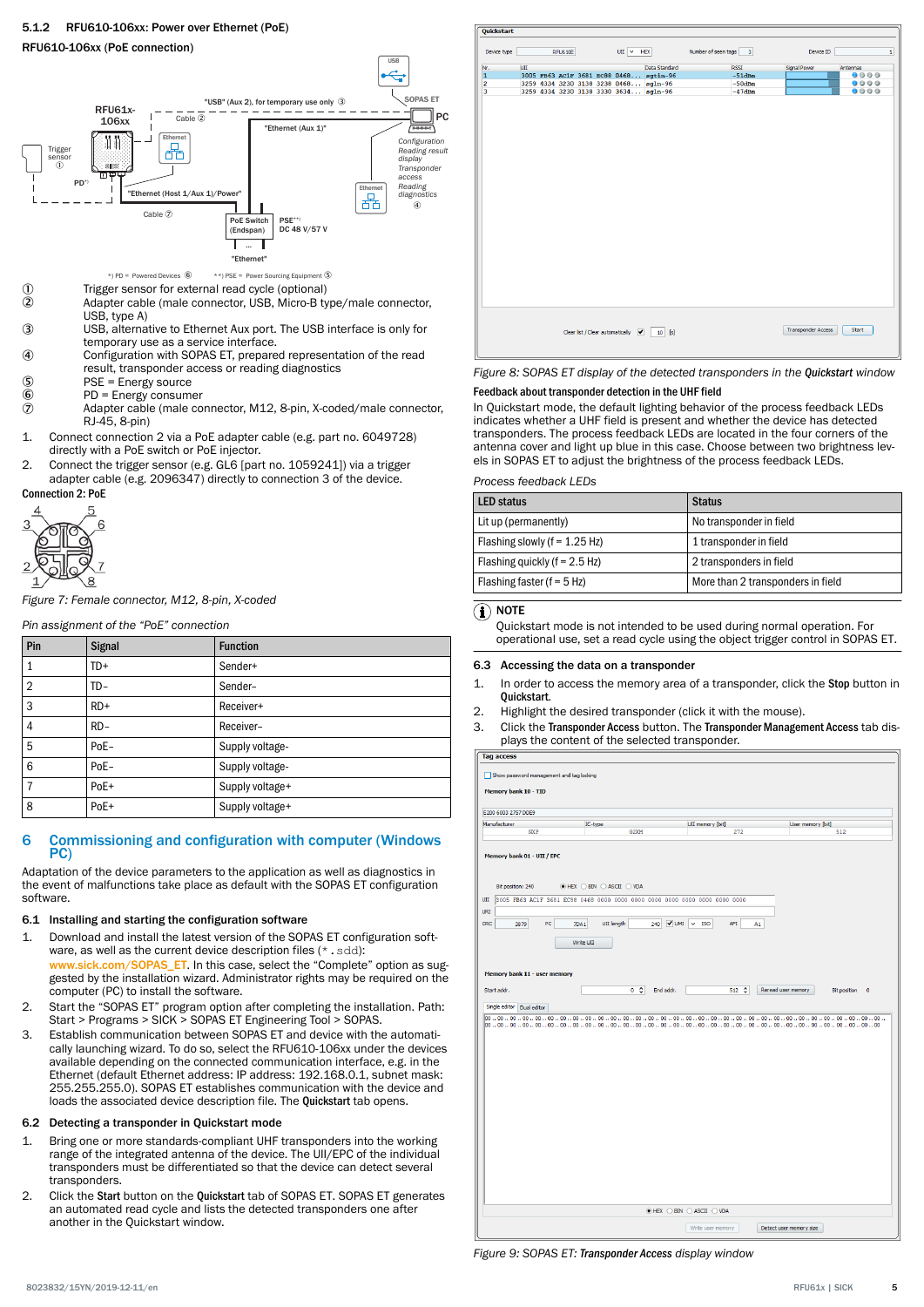### 5.1.2 RFU610-106xx: Power over Ethernet (PoE)

RFU610-106xx (PoE connection)

*) PD = Powered Devices ⑥ **) PSE = Power Sourcing Equipment ⑤

① Trigger sensor for external read cycle (optional)
② Adapter cable (male connector, USB, Micro-B type/male connector, USB, type A)
③ USB, alternative to Ethernet Aux port. The USB interface is only for temporary use as a service interface.
④ Configuration with SOPAS ET, prepared representation of the read result, transponder access or reading diagnostics
⑤ PSE = Energy source
⑥ PD = Energy consumer
⑦ Adapter cable (male connector, M12, 8-pin, X-coded/male connector, RJ-45, 8-pin)

1. Connect connection 2 via a PoE adapter cable (e.g. part no. 6049728) directly with a PoE switch or PoE injector.
2. Connect the trigger sensor (e.g. GL6 [part no. 1059241]) via a trigger adapter cable (e.g. 2096347) directly to connection 3 of the device.

**Connection 2: PoE**

*Figure 7: Female connector, M12, 8-pin, X-coded*

*Pin assignment of the "PoE" connection*

| Pin | Signal | Function |
|---|---|---|
| 1 | TD+ | Sender+ |
| 2 | TD– | Sender– |
| 3 | RD+ | Receiver+ |
| 4 | RD– | Receiver– |
| 5 | PoE– | Supply voltage- |
| 6 | PoE– | Supply voltage- |
| 7 | PoE+ | Supply voltage+ |
| 8 | PoE+ | Supply voltage+ |

## 6 Commissioning and configuration with computer (Windows PC)

Adaptation of the device parameters to the application as well as diagnostics in the event of malfunctions take place as default with the SOPAS ET configuration software.

### 6.1 Installing and starting the configuration software

1. Download and install the latest version of the SOPAS ET configuration software, as well as the current device description files (*.sdd): www.sick.com/SOPAS_ET. In this case, select the "Complete" option as suggested by the installation wizard. Administrator rights may be required on the computer (PC) to install the software.
2. Start the "SOPAS ET" program option after completing the installation. Path: Start > Programs > SICK > SOPAS ET Engineering Tool > SOPAS.
3. Establish communication between SOPAS ET and device with the automatically launching wizard. To do so, select the RFU610-106xx under the devices available depending on the connected communication interface, e.g. in the Ethernet (default Ethernet address: IP address: 192.168.0.1, subnet mask: 255.255.255.0). SOPAS ET establishes communication with the device and loads the associated device description file. The **Quickstart** tab opens.

### 6.2 Detecting a transponder in Quickstart mode

1. Bring one or more standards-compliant UHF transponders into the working range of the integrated antenna of the device. The UII/EPC of the individual transponders must be differentiated so that the device can detect several transponders.
2. Click the **Start** button on the **Quickstart** tab of SOPAS ET. SOPAS ET generates an automated read cycle and lists the detected transponders one after another in the Quickstart window.

*Figure 8: SOPAS ET display of the detected transponders in the **Quickstart** window*

**Feedback about transponder detection in the UHF field**

In Quickstart mode, the default lighting behavior of the process feedback LEDs indicates whether a UHF field is present and whether the device has detected transponders. The process feedback LEDs are located in the four corners of the antenna cover and light up blue in this case. Choose between two brightness levels in SOPAS ET to adjust the brightness of the process feedback LEDs.

*Process feedback LEDs*

| LED status | Status |
|---|---|
| Lit up (permanently) | No transponder in field |
| Flashing slowly (f = 1.25 Hz) | 1 transponder in field |
| Flashing quickly (f = 2.5 Hz) | 2 transponders in field |
| Flashing faster (f = 5 Hz) | More than 2 transponders in field |

**NOTE**

Quickstart mode is not intended to be used during normal operation. For operational use, set a read cycle using the object trigger control in SOPAS ET.

### 6.3 Accessing the data on a transponder

1. In order to access the memory area of a transponder, click the **Stop** button in **Quickstart**.
2. Highlight the desired transponder (click it with the mouse).
3. Click the **Transponder Access** button. The **Transponder Management Access** tab displays the content of the selected transponder.

*Figure 9: SOPAS ET: **Transponder Access** display window*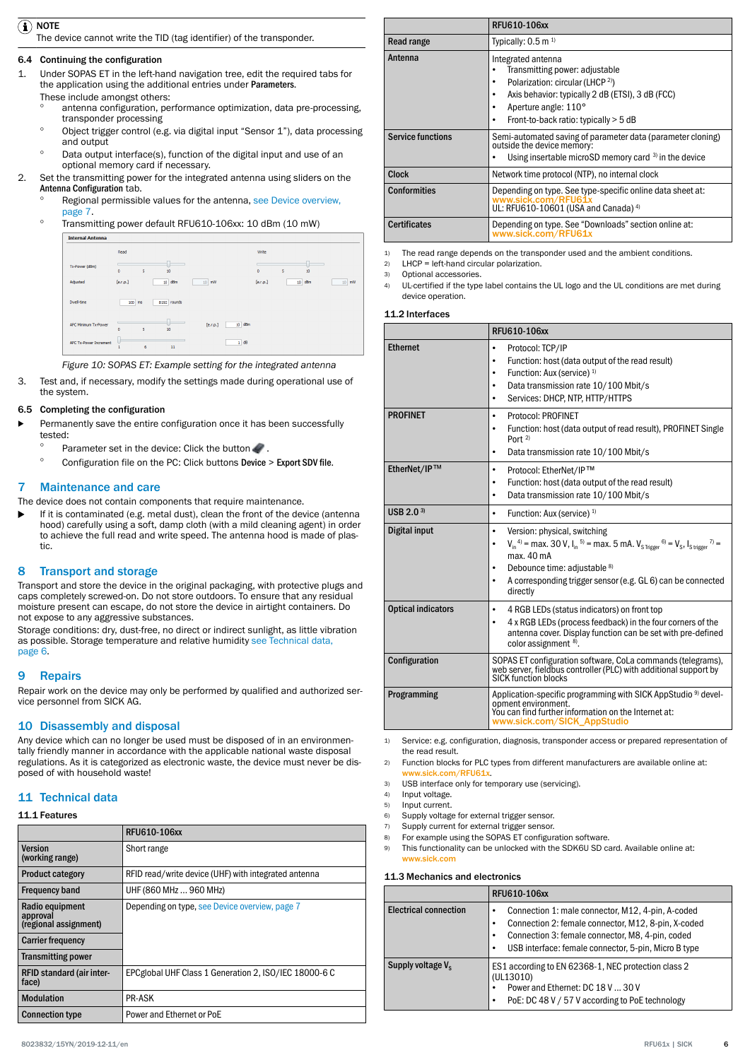**NOTE**
The device cannot write the TID (tag identifier) of the transponder.

### 6.4 Continuing the configuration

1. Under SOPAS ET in the left-hand navigation tree, edit the required tabs for the application using the additional entries under **Parameters**.
   These include amongst others:
   - antenna configuration, performance optimization, data pre-processing, transponder processing
   - Object trigger control (e.g. via digital input "Sensor 1"), data processing and output
   - Data output interface(s), function of the digital input and use of an optional memory card if necessary.
2. Set the transmitting power for the integrated antenna using sliders on the **Antenna Configuration** tab.
   - Regional permissible values for the antenna, see Device overview, page 7.
   - Transmitting power default RFU610-106xx: 10 dBm (10 mW)

*Figure 10: SOPAS ET: Example setting for the integrated antenna*

3. Test and, if necessary, modify the settings made during operational use of the system.

### 6.5 Completing the configuration

▶ Permanently save the entire configuration once it has been successfully tested:
   - Parameter set in the device: Click the button .
   - Configuration file on the PC: Click buttons **Device** > **Export SDV file**.

## 7 Maintenance and care

The device does not contain components that require maintenance.

▶ If it is contaminated (e.g. metal dust), clean the front of the device (antenna hood) carefully using a soft, damp cloth (with a mild cleaning agent) in order to achieve the full read and write speed. The antenna hood is made of plastic.

## 8 Transport and storage

Transport and store the device in the original packaging, with protective plugs and caps completely screwed-on. Do not store outdoors. To ensure that any residual moisture present can escape, do not store the device in airtight containers. Do not expose to any aggressive substances.

Storage conditions: dry, dust-free, no direct or indirect sunlight, as little vibration as possible. Storage temperature and relative humidity see Technical data, page 6.

## 9 Repairs

Repair work on the device may only be performed by qualified and authorized service personnel from SICK AG.

## 10 Disassembly and disposal

Any device which can no longer be used must be disposed of in an environmentally friendly manner in accordance with the applicable national waste disposal regulations. As it is categorized as electronic waste, the device must never be disposed of with household waste!

## 11 Technical data

### 11.1 Features

| | RFU610-106xx |
|---|---|
| **Version (working range)** | Short range |
| **Product category** | RFID read/write device (UHF) with integrated antenna |
| **Frequency band** | UHF (860 MHz ... 960 MHz) |
| **Radio equipment approval (regional assignment)** | Depending on type, see Device overview, page 7 |
| **Carrier frequency** | |
| **Transmitting power** | |
| **RFID standard (air interface)** | EPCglobal UHF Class 1 Generation 2, ISO/IEC 18000-6 C |
| **Modulation** | PR-ASK |
| **Connection type** | Power and Ethernet or PoE |
| **Read range** | Typically: 0.5 m [1] |
| **Antenna** | Integrated antenna<br>• Transmitting power: adjustable<br>• Polarization: circular (LHCP [2])<br>• Axis behavior: typically 2 dB (ETSI), 3 dB (FCC)<br>• Aperture angle: 110°<br>• Front-to-back ratio: typically > 5 dB |
| **Service functions** | Semi-automated saving of parameter data (parameter cloning) outside the device memory:<br>• Using insertable microSD memory card [3] in the device |
| **Clock** | Network time protocol (NTP), no internal clock |
| **Conformities** | Depending on type. See type-specific online data sheet at: www.sick.com/RFU61x<br>UL: RFU610-10601 (USA and Canada) [4] |
| **Certificates** | Depending on type. See "Downloads" section online at: www.sick.com/RFU61x |

1) The read range depends on the transponder used and the ambient conditions.
2) LHCP = left-hand circular polarization.
3) Optional accessories.
4) UL-certified if the type label contains the UL logo and the UL conditions are met during device operation.

### 11.2 Interfaces

| | RFU610-106xx |
|---|---|
| **Ethernet** | • Protocol: TCP/IP<br>• Function: host (data output of the read result)<br>• Function: Aux (service) [1]<br>• Data transmission rate 10/100 Mbit/s<br>• Services: DHCP, NTP, HTTP/HTTPS |
| **PROFINET** | • Protocol: PROFINET<br>• Function: host (data output of read result), PROFINET Single Port [2]<br>• Data transmission rate 10/100 Mbit/s |
| **EtherNet/IP™** | • Protocol: EtherNet/IP™<br>• Function: host (data output of the read result)<br>• Data transmission rate 10/100 Mbit/s |
| **USB 2.0** [3] | • Function: Aux (service) [1] |
| **Digital input** | • Version: physical, switching<br>• $V_{in}$ [4] = max. 30 V, $I_{in}$ [5] = max. 5 mA. $V_{S\,Trigger}$ [6] = $V_S$, $I_{S\,trigger}$ [7] = max. 40 mA<br>• Debounce time: adjustable [8]<br>• A corresponding trigger sensor (e.g. GL 6) can be connected directly |
| **Optical indicators** | • 4 RGB LEDs (status indicators) on front top<br>• 4 x RGB LEDs (process feedback) in the four corners of the antenna cover. Display function can be set with pre-defined color assignment [8]. |
| **Configuration** | SOPAS ET configuration software, CoLa commands (telegrams), web server, fieldbus controller (PLC) with additional support by SICK function blocks |
| **Programming** | Application-specific programming with SICK AppStudio [9] development environment.<br>You can find further information on the Internet at: www.sick.com/SICK_AppStudio |

1) Service: e.g. configuration, diagnosis, transponder access or prepared representation of the read result.
2) Function blocks for PLC types from different manufacturers are available online at: www.sick.com/RFU61x.
3) USB interface only for temporary use (servicing).
4) Input voltage.
5) Input current.
6) Supply voltage for external trigger sensor.
7) Supply current for external trigger sensor.
8) For example using the SOPAS ET configuration software.
9) This functionality can be unlocked with the SDK6U SD card. Available online at: www.sick.com

### 11.3 Mechanics and electronics

| | RFU610-106xx |
|---|---|
| **Electrical connection** | • Connection 1: male connector, M12, 4-pin, A-coded<br>• Connection 2: female connector, M12, 8-pin, X-coded<br>• Connection 3: female connector, M8, 4-pin, coded<br>• USB interface: female connector, 5-pin, Micro B type |
| **Supply voltage $V_S$** | ES1 according to EN 62368-1, NEC protection class 2 (UL13010)<br>• Power and Ethernet: DC 18 V ... 30 V<br>• PoE: DC 48 V / 57 V according to PoE technology |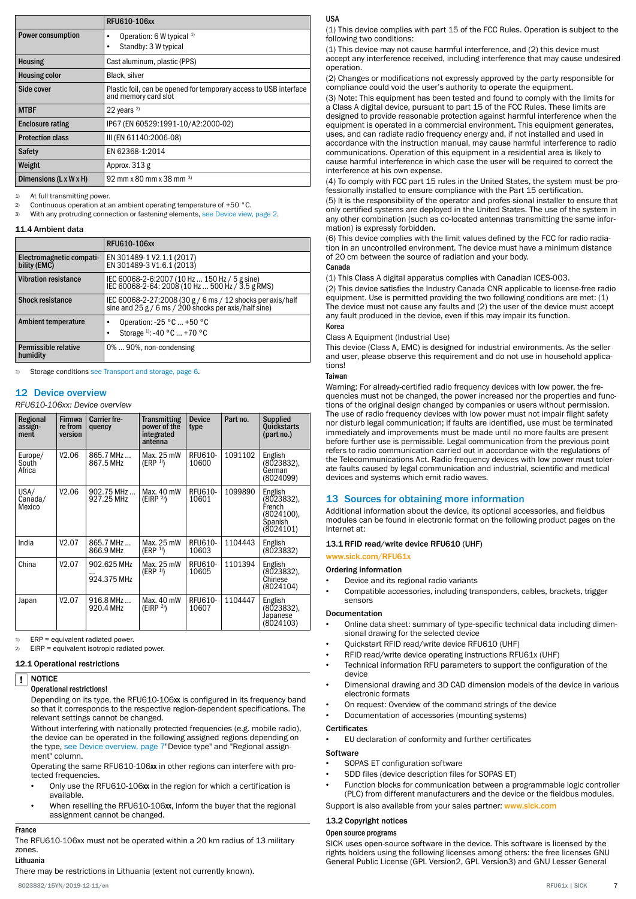| | RFU610-106xx |
|---|---|
| **Power consumption** | • Operation: 6 W typical [1]<br>• Standby: 3 W typical |
| **Housing** | Cast aluminum, plastic (PPS) |
| **Housing color** | Black, silver |
| **Side cover** | Plastic foil, can be opened for temporary access to USB interface and memory card slot |
| **MTBF** | 22 years [2] |
| **Enclosure rating** | IP67 (EN 60529:1991-10/A2:2000-02) |
| **Protection class** | III (EN 61140:2006-08) |
| **Safety** | EN 62368-1:2014 |
| **Weight** | Approx. 313 g |
| **Dimensions (L x W x H)** | 92 mm x 80 mm x 38 mm [3] |

1) At full transmitting power.
2) Continuous operation at an ambient operating temperature of +50 °C.
3) With any protruding connection or fastening elements, see Device view, page 2.

### 11.4 Ambient data

| | RFU610-106xx |
|---|---|
| **Electromagnetic compatibility (EMC)** | EN 301489-1 V2.1.1 (2017)<br>EN 301489-3 V1.6.1 (2013) |
| **Vibration resistance** | IEC 60068-2-6:2007 (10 Hz ... 150 Hz / 5 g sine)<br>IEC 60068-2-64: 2008 (10 Hz ... 500 Hz / 3.5 g RMS) |
| **Shock resistance** | IEC 60068-2-27:2008 (30 g / 6 ms / 12 shocks per axis/half sine and 25 g / 6 ms / 200 shocks per axis/half sine) |
| **Ambient temperature** | • Operation: -25 °C ... +50 °C<br>• Storage [1]: -40 °C ... +70 °C |
| **Permissible relative humidity** | 0% ... 90%, non-condensing |

1) Storage conditions see Transport and storage, page 6.

## 12 Device overview

*RFU610-106xx: Device overview*

| Regional assignment | Firmware version | Carrier frequency | Transmitting power of the integrated antenna | Device type | Part no. | Supplied Quickstarts (part no.) |
|---|---|---|---|---|---|---|
| Europe/ South Africa | V2.06 | 865.7 MHz ... 867.5 MHz | Max. 25 mW (ERP [1]) | RFU610-10600 | 1091102 | English (8023832), German (8024099) |
| USA/ Canada/ Mexico | V2.06 | 902.75 MHz ... 927.25 MHz | Max. 40 mW (EIRP [2]) | RFU610-10601 | 1099890 | English (8023832), French (8024100), Spanish (8024101) |
| India | V2.07 | 865.7 MHz ... 866.9 MHz | Max. 25 mW (ERP [1]) | RFU610-10603 | 1104443 | English (8023832) |
| China | V2.07 | 902.625 MHz ... 924.375 MHz | Max. 25 mW (ERP [1]) | RFU610-10605 | 1101394 | English (8023832), Chinese (8024104) |
| Japan | V2.07 | 916.8 MHz ... 920.4 MHz | Max. 40 mW (EIRP [2]) | RFU610-10607 | 1104447 | English (8023832), Japanese (8024103) |

1) ERP = equivalent radiated power.
2) EIRP = equivalent isotropic radiated power.

### 12.1 Operational restrictions

**NOTICE**

**Operational restrictions!**

Depending on its type, the RFU610-106**xx** is configured in its frequency band so that it corresponds to the respective region-dependent specifications. The relevant settings cannot be changed.

Without interfering with nationally protected frequencies (e.g. mobile radio), the device can be operated in the following assigned regions depending on the type, see Device overview, page 7"Device type" and "Regional assignment" column.

Operating the same RFU610-106**xx** in other regions can interfere with protected frequencies.

- Only use the RFU610-106**xx** in the region for which a certification is available.
- When reselling the RFU610-106**xx**, inform the buyer that the regional assignment cannot be changed.

**France**

The RFU610-106xx must not be operated within a 20 km radius of 13 military zones.

**Lithuania**

There may be restrictions in Lithuania (extent not currently known).

**USA**

(1) This device complies with part 15 of the FCC Rules. Operation is subject to the following two conditions:

(1) This device may not cause harmful interference, and (2) this device must accept any interference received, including interference that may cause undesired operation.

(2) Changes or modifications not expressly approved by the party responsible for compliance could void the user's authority to operate the equipment.

(3) Note: This equipment has been tested and found to comply with the limits for a Class A digital device, pursuant to part 15 of the FCC Rules. These limits are designed to provide reasonable protection against harmful interference when the equipment is operated in a commercial environment. This equipment generates, uses, and can radiate radio frequency energy and, if not installed and used in accordance with the instruction manual, may cause harmful interference to radio communications. Operation of this equipment in a residential area is likely to cause harmful interference in which case the user will be required to correct the interference at his own expense.

(4) To comply with FCC part 15 rules in the United States, the system must be professionally installed to ensure compliance with the Part 15 certification.

(5) It is the responsibility of the operator and profes-sional installer to ensure that only certified systems are deployed in the United States. The use of the system in any other combination (such as co-located antennas transmitting the same information) is expressly forbidden.

(6) This device complies with the limit values defined by the FCC for radio radiation in an uncontrolled environment. The device must have a minimum distance of 20 cm between the source of radiation and your body.

**Canada**

(1) This Class A digital apparatus complies with Canadian ICES-003.

(2) This device satisfies the Industry Canada CNR applicable to license-free radio equipment. Use is permitted providing the two following conditions are met: (1) The device must not cause any faults and (2) the user of the device must accept any fault produced in the device, even if this may impair its function.

**Korea**

Class A Equipment (Industrial Use)

This device (Class A, EMC) is designed for industrial environments. As the seller and user, please observe this requirement and do not use in household applications!

**Taiwan**

Warning: For already-certified radio frequency devices with low power, the frequencies must not be changed, the power increased nor the properties and functions of the original design changed by companies or users without permission. The use of radio frequency devices with low power must not impair flight safety nor disturb legal communication; if faults are identified, use must be terminated immediately and improvements must be made until no more faults are present before further use is permissible. Legal communication from the previous point refers to radio communication carried out in accordance with the regulations of the Telecommunications Act. Radio frequency devices with low power must tolerate faults caused by legal communication and industrial, scientific and medical devices and systems which emit radio waves.

## 13 Sources for obtaining more information

Additional information about the device, its optional accessories, and fieldbus modules can be found in electronic format on the following product pages on the Internet at:

### 13.1 RFID read/write device RFU610 (UHF)

www.sick.com/RFU61x

**Ordering information**

- Device and its regional radio variants
- Compatible accessories, including transponders, cables, brackets, trigger sensors

**Documentation**

- Online data sheet: summary of type-specific technical data including dimensional drawing for the selected device
- Quickstart RFID read/write device RFU610 (UHF)
- RFID read/write device operating instructions RFU61x (UHF)
- Technical information RFU parameters to support the configuration of the device
- Dimensional drawing and 3D CAD dimension models of the device in various electronic formats
- On request: Overview of the command strings of the device
- Documentation of accessories (mounting systems)

**Certificates**

- EU declaration of conformity and further certificates

**Software**

- SOPAS ET configuration software
- SDD files (device description files for SOPAS ET)
- Function blocks for communication between a programmable logic controller (PLC) from different manufacturers and the device or the fieldbus modules.

Support is also available from your sales partner: www.sick.com

### 13.2 Copyright notices

**Open source programs**

SICK uses open-source software in the device. This software is licensed by the rights holders using the following licenses among others: the free licenses GNU General Public License (GPL Version2, GPL Version3) and GNU Lesser General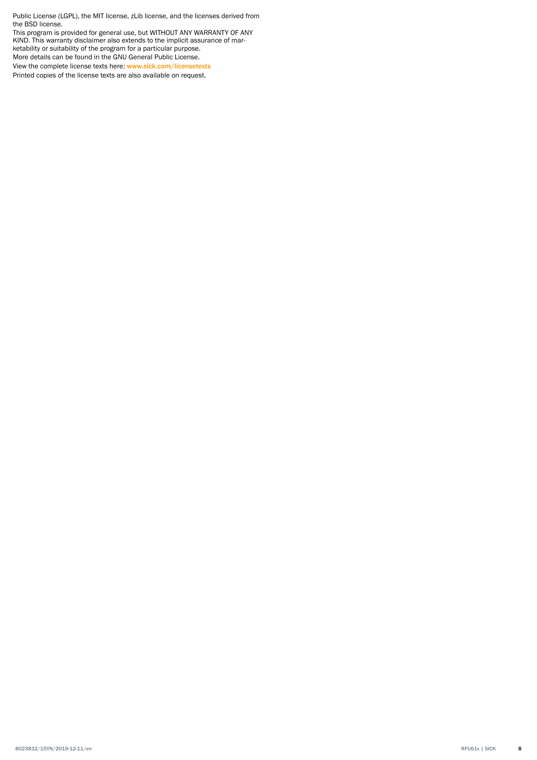Public License (LGPL), the MIT license, zLib license, and the licenses derived from the BSD license.

This program is provided for general use, but WITHOUT ANY WARRANTY OF ANY KIND. This warranty disclaimer also extends to the implicit assurance of marketability or suitability of the program for a particular purpose.

More details can be found in the GNU General Public License.

View the complete license texts here: www.sick.com/licensetexts

Printed copies of the license texts are also available on request.